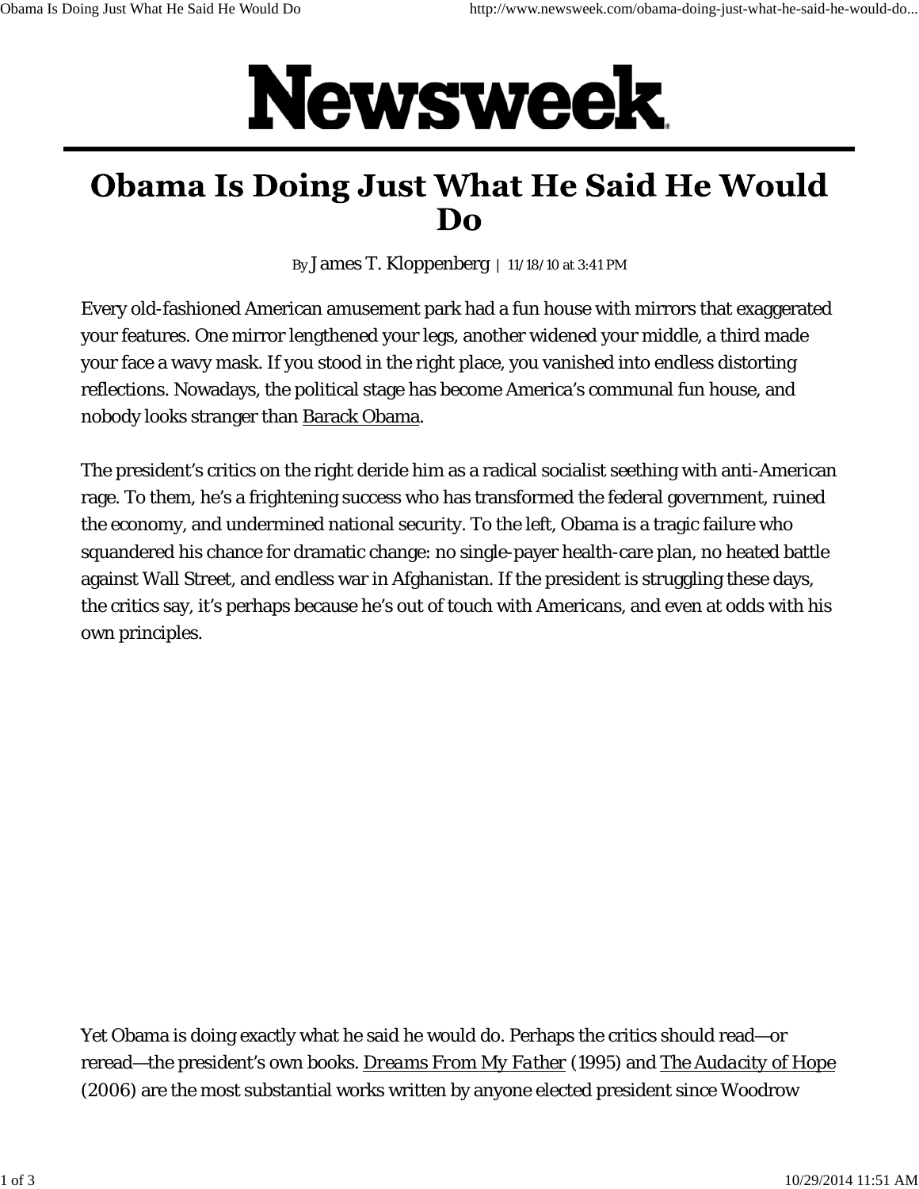# Newsweek

# Obama Is Doing Just What He Said He Would Do

By James T. Kloppenberg | 11/18/10 at 3:41 PM

Every old-fashioned American amusement park had a fun house with mirrors that exaggerated your features. One mirror lengthened your legs, another widened your middle, a third made your face a wavy mask. If you stood in the right place, you vanished into endless distorting reflections. Nowadays, the political stage has become America's communal fun house, and nobody looks stranger than Barack Obama.

The president's critics on the right deride him as a radical socialist seething with anti-American rage. To them, he's a frightening success who has transformed the federal government, ruined the economy, and undermined national security. To the left, Obama is a tragic failure who squandered his chance for dramatic change: no single-payer health-care plan, no heated battle against Wall Street, and endless war in Afghanistan. If the president is struggling these days, the critics say, it's perhaps because he's out of touch with Americans, and even at odds with his own principles.

Yet Obama is doing exactly what he said he would do. Perhaps the critics should read—or reread—the president's own books. *Dreams From My Father* (1995) and *The Audacity of Hope* (2006) are the most substantial works written by anyone elected president since Woodrow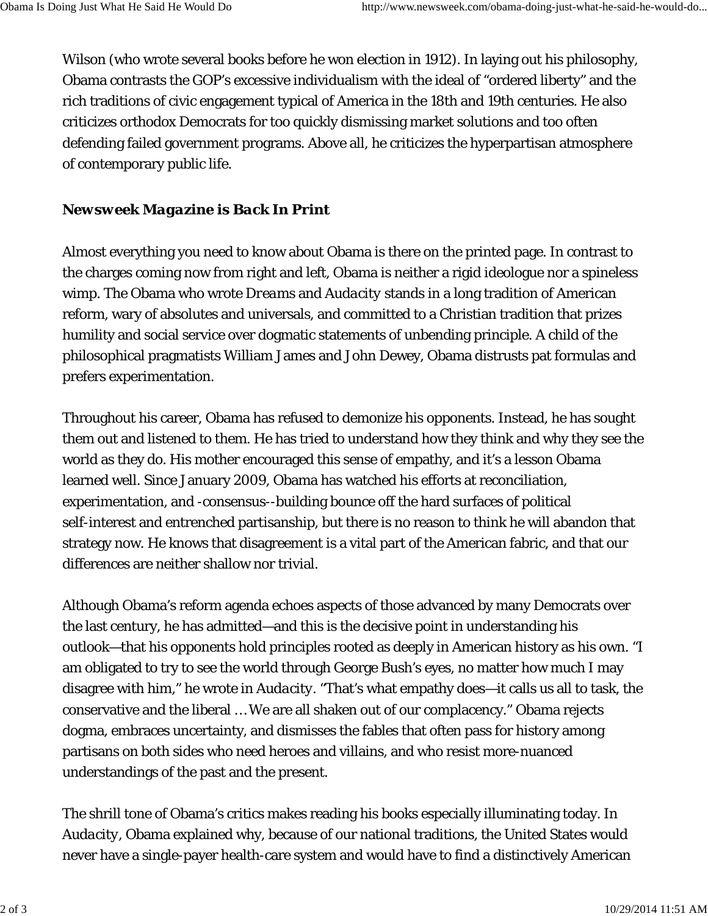Wilson (who wrote several books before he won election in 1912). In laying out his philosophy, Obama contrasts the GOP's excessive individualism with the ideal of "ordered liberty" and the rich traditions of civic engagement typical of America in the 18th and 19th centuries. He also criticizes orthodox Democrats for too quickly dismissing market solutions and too often defending failed government programs. Above all, he criticizes the hyperpartisan atmosphere of contemporary public life.

***Newsweek Magazine is Back In Print***

Almost everything you need to know about Obama is there on the printed page. In contrast to the charges coming now from right and left, Obama is neither a rigid ideologue nor a spineless wimp. The Obama who wrote *Dreams* and *Audacity* stands in a long tradition of American reform, wary of absolutes and universals, and committed to a Christian tradition that prizes humility and social service over dogmatic statements of unbending principle. A child of the philosophical pragmatists William James and John Dewey, Obama distrusts pat formulas and prefers experimentation.

Throughout his career, Obama has refused to demonize his opponents. Instead, he has sought them out and listened to them. He has tried to understand how they think and why they see the world as they do. His mother encouraged this sense of empathy, and it's a lesson Obama learned well. Since January 2009, Obama has watched his efforts at reconciliation, experimentation, and -consensus--building bounce off the hard surfaces of political self-interest and entrenched partisanship, but there is no reason to think he will abandon that strategy now. He knows that disagreement is a vital part of the American fabric, and that our differences are neither shallow nor trivial.

Although Obama's reform agenda echoes aspects of those advanced by many Democrats over the last century, he has admitted—and this is the decisive point in understanding his outlook—that his opponents hold principles rooted as deeply in American history as his own. "I am obligated to try to see the world through George Bush's eyes, no matter how much I may disagree with him," he wrote in *Audacity*. "That's what empathy does—it calls us all to task, the conservative and the liberal … We are all shaken out of our complacency." Obama rejects dogma, embraces uncertainty, and dismisses the fables that often pass for history among partisans on both sides who need heroes and villains, and who resist more-nuanced understandings of the past and the present.

The shrill tone of Obama's critics makes reading his books especially illuminating today. In *Audacity*, Obama explained why, because of our national traditions, the United States would never have a single-payer health-care system and would have to find a distinctively American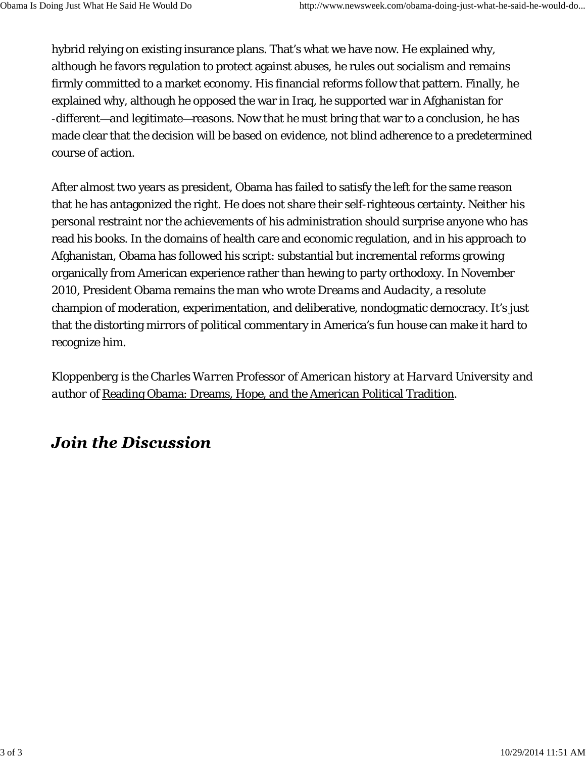hybrid relying on existing insurance plans. That's what we have now. He explained why, although he favors regulation to protect against abuses, he rules out socialism and remains firmly committed to a market economy. His financial reforms follow that pattern. Finally, he explained why, although he opposed the war in Iraq, he supported war in Afghanistan for -different—and legitimate—reasons. Now that he must bring that war to a conclusion, he has made clear that the decision will be based on evidence, not blind adherence to a predetermined course of action.

After almost two years as president, Obama has failed to satisfy the left for the same reason that he has antagonized the right. He does not share their self-righteous certainty. Neither his personal restraint nor the achievements of his administration should surprise anyone who has read his books. In the domains of health care and economic regulation, and in his approach to Afghanistan, Obama has followed his script: substantial but incremental reforms growing organically from American experience rather than hewing to party orthodoxy. In November 2010, President Obama remains the man who wrote *Dreams* and *Audacity*, a resolute champion of moderation, experimentation, and deliberative, nondogmatic democracy. It's just that the distorting mirrors of political commentary in America's fun house can make it hard to recognize him.

*Kloppenberg is the Charles Warren Professor of American history at Harvard University and author of* Reading Obama: Dreams, Hope, and the American Political Tradition.

## Join the Discussion